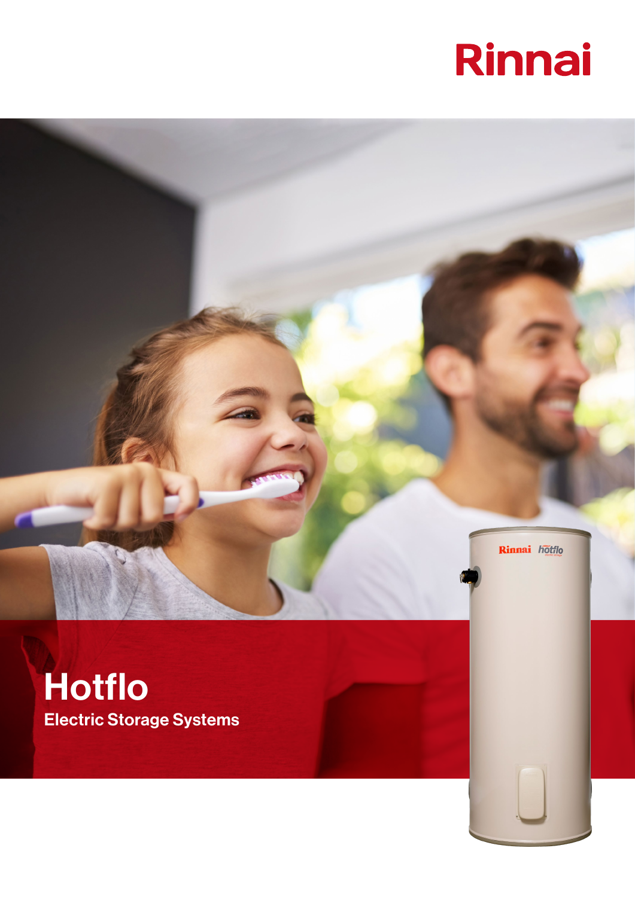Rinnai

# Hotflo

## Electric Storage Systems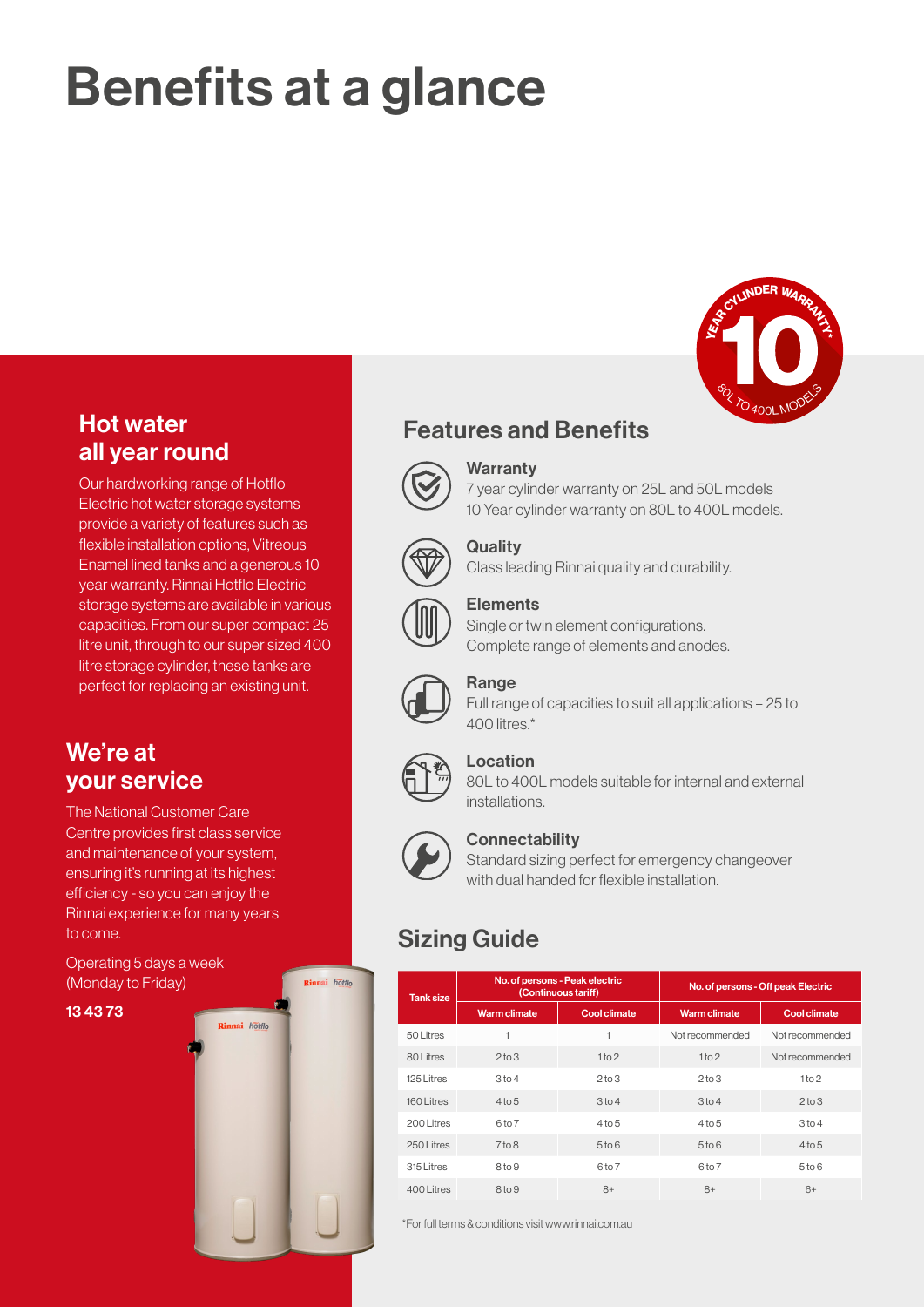# Benefits at a glance

## Hot water all year round

Our hardworking range of Hotflo Electric hot water storage systems provide a variety of features such as flexible installation options, Vitreous Enamel lined tanks and a generous 10 year warranty. Rinnai Hotflo Electric storage systems are available in various capacities. From our super compact 25 litre unit, through to our super sized 400 litre storage cylinder, these tanks are perfect for replacing an existing unit.

## We're at your service

The National Customer Care Centre provides first class service and maintenance of your system, ensuring it's running at its highest efficiency - so you can enjoy the Rinnai experience for many years to come.

Operating 5 days a week (Monday to Friday)

**13 43 73**

10 YEAR CYLINDER WARRANTY* 80L TO 400L MODELS

## Features and Benefits

### Warranty
7 year cylinder warranty on 25L and 50L models
10 Year cylinder warranty on 80L to 400L models.

### Quality
Class leading Rinnai quality and durability.

### Elements
Single or twin element configurations.
Complete range of elements and anodes.

### Range
Full range of capacities to suit all applications – 25 to 400 litres.*

### Location
80L to 400L models suitable for internal and external installations.

### Connectability
Standard sizing perfect for emergency changeover with dual handed for flexible installation.

## Sizing Guide

| Tank size | No. of persons - Peak electric (Continuous tariff) | | No. of persons - Off peak Electric | |
|---|---|---|---|---|
| | Warm climate | Cool climate | Warm climate | Cool climate |
| 50 Litres | 1 | 1 | Not recommended | Not recommended |
| 80 Litres | 2 to 3 | 1 to 2 | 1 to 2 | Not recommended |
| 125 Litres | 3 to 4 | 2 to 3 | 2 to 3 | 1 to 2 |
| 160 Litres | 4 to 5 | 3 to 4 | 3 to 4 | 2 to 3 |
| 200 Litres | 6 to 7 | 4 to 5 | 4 to 5 | 3 to 4 |
| 250 Litres | 7 to 8 | 5 to 6 | 5 to 6 | 4 to 5 |
| 315 Litres | 8 to 9 | 6 to 7 | 6 to 7 | 5 to 6 |
| 400 Litres | 8 to 9 | 8+ | 8+ | 6+ |

*For full terms & conditions visit www.rinnai.com.au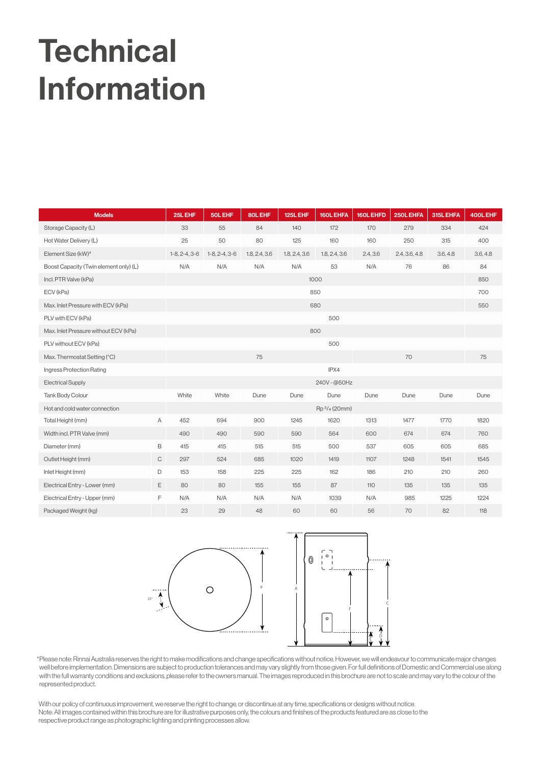# Technical Information

| Models | | 25L EHF | 50L EHF | 80L EHF | 125L EHF | 160L EHFA | 160L EHFD | 250L EHFA | 315L EHFA | 400L EHF |
|---|---|---|---|---|---|---|---|---|---|---|
| Storage Capacity (L) | | 33 | 55 | 84 | 140 | 172 | 170 | 279 | 334 | 424 |
| Hot Water Delivery (L) | | 25 | 50 | 80 | 125 | 160 | 160 | 250 | 315 | 400 |
| Element Size (kW)[#] | | 1-8, 2-4, 3-6 | 1-8, 2-4, 3-6 | 1.8, 2.4, 3.6 | 1.8, 2.4, 3.6 | 1.8, 2.4, 3.6 | 2.4, 3.6 | 2.4, 3.6, 4.8 | 3.6, 4.8 | 3.6, 4.8 |
| Boost Capacity (Twin element only) (L) | | N/A | N/A | N/A | N/A | 53 | N/A | 76 | 86 | 84 |
| Incl. PTR Valve (kPa) | | 1000 | 1000 | 1000 | 1000 | 1000 | 1000 | 1000 | 1000 | 850 |
| ECV (kPa) | | 850 | 850 | 850 | 850 | 850 | 850 | 850 | 850 | 700 |
| Max. Inlet Pressure with ECV (kPa) | | 680 | 680 | 680 | 680 | 680 | 680 | 680 | 680 | 550 |
| PLV with ECV (kPa) | | 500 | 500 | 500 | 500 | 500 | 500 | 500 | 500 | 500 |
| Max. Inlet Pressure without ECV (kPa) | | 800 | 800 | 800 | 800 | 800 | 800 | 800 | 800 | |
| PLV without ECV (kPa) | | 500 | 500 | 500 | 500 | 500 | 500 | 500 | 500 | 500 |
| Max. Thermostat Setting (°C) | | 75 | 75 | 75 | 75 | 75 | 70 | 70 | 70 | 75 |
| Ingress Protection Rating | | IPX4 | IPX4 | IPX4 | IPX4 | IPX4 | IPX4 | IPX4 | IPX4 | IPX4 |
| Electrical Supply | | 240V - @50Hz | 240V - @50Hz | 240V - @50Hz | 240V - @50Hz | 240V - @50Hz | 240V - @50Hz | 240V - @50Hz | 240V - @50Hz | 240V - @50Hz |
| Tank Body Colour | | White | White | Dune | Dune | Dune | Dune | Dune | Dune | Dune |
| Hot and cold water connection | | Rp 3/4 (20mm) | Rp 3/4 (20mm) | Rp 3/4 (20mm) | Rp 3/4 (20mm) | Rp 3/4 (20mm) | Rp 3/4 (20mm) | Rp 3/4 (20mm) | Rp 3/4 (20mm) | Rp 3/4 (20mm) |
| Total Height (mm) | A | 452 | 694 | 900 | 1245 | 1620 | 1313 | 1477 | 1770 | 1820 |
| Width incl. PTR Valve (mm) | | 490 | 490 | 590 | 590 | 564 | 600 | 674 | 674 | 760 |
| Diameter (mm) | B | 415 | 415 | 515 | 515 | 500 | 537 | 605 | 605 | 685 |
| Outlet Height (mm) | C | 297 | 524 | 685 | 1020 | 1419 | 1107 | 1248 | 1541 | 1545 |
| Inlet Height (mm) | D | 153 | 158 | 225 | 225 | 162 | 186 | 210 | 210 | 260 |
| Electrical Entry - Lower (mm) | E | 80 | 80 | 155 | 155 | 87 | 110 | 135 | 135 | 135 |
| Electrical Entry - Upper (mm) | F | N/A | N/A | N/A | N/A | 1039 | N/A | 985 | 1225 | 1224 |
| Packaged Weight (kg) | | 23 | 29 | 48 | 60 | 60 | 56 | 70 | 82 | 118 |

*Please note: Rinnai Australia reserves the right to make modifications and change specifications without notice. However, we will endeavour to communicate major changes well before implementation. Dimensions are subject to production tolerances and may vary slightly from those given. For full definitions of Domestic and Commercial use along with the full warranty conditions and exclusions, please refer to the owners manual. The images reproduced in this brochure are not to scale and may vary to the colour of the represented product.

With our policy of continuous improvement, we reserve the right to change, or discontinue at any time, specifications or designs without notice.
Note: All images contained within this brochure are for illustrative purposes only, the colours and finishes of the products featured are as close to the respective product range as photographic lighting and printing processes allow.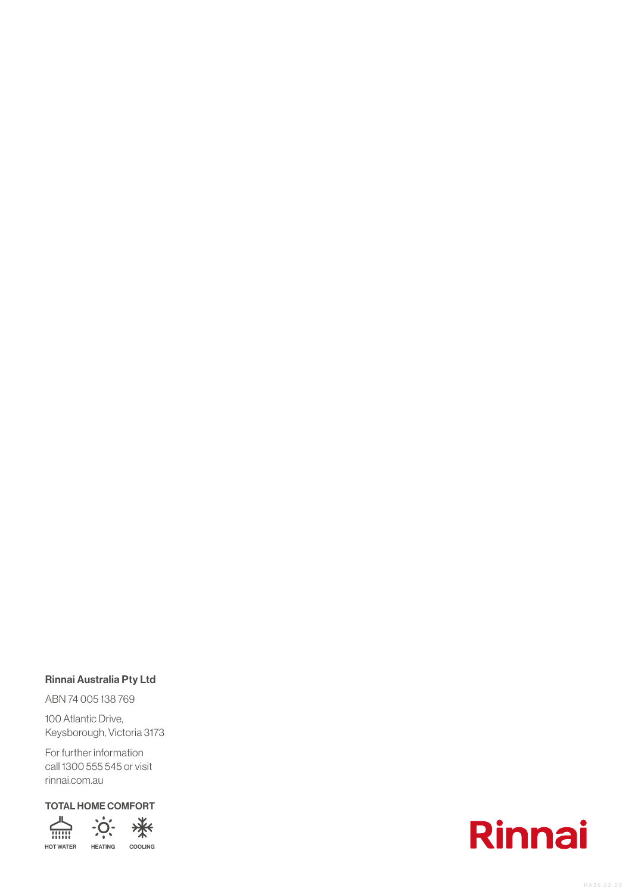**Rinnai Australia Pty Ltd**

ABN 74 005 138 769

100 Atlantic Drive,
Keysborough, Victoria 3173

For further information
call 1300 555 545 or visit
rinnai.com.au

TOTAL HOME COMFORT

HOT WATER HEATING COOLING

Rinnai

RA36.02.20